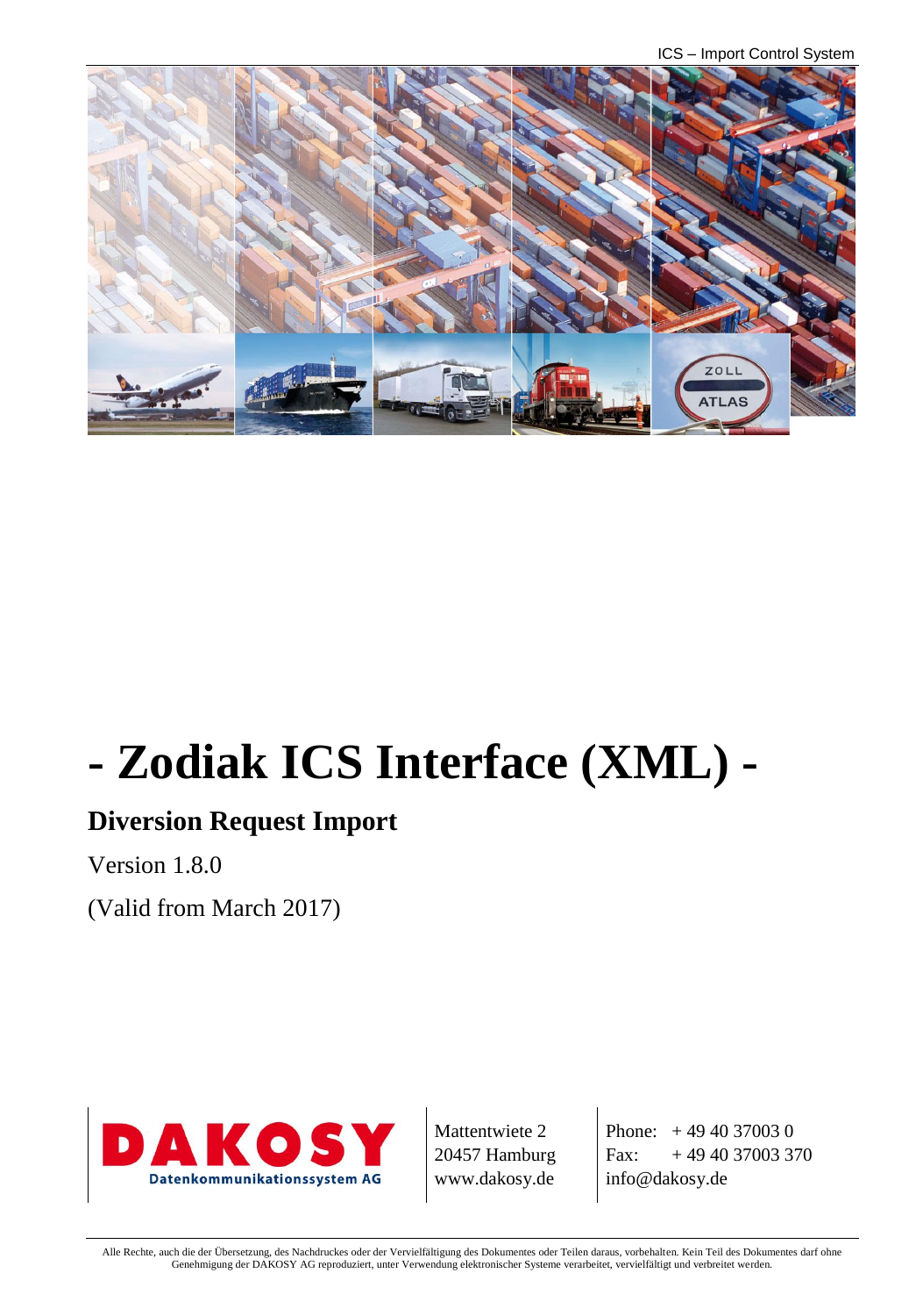# - Zodiak ICS Interface (XML) -

## Diversion Request Import

Version 1.8.0

(Valid from March 2017)

DAKOSY Datenkommunikationssystem AG

Mattentwiete 2
20457 Hamburg
www.dakosy.de

Phone: + 49 40 37003 0
Fax: + 49 40 37003 370
info@dakosy.de

Alle Rechte, auch die der Übersetzung, des Nachdruckes oder der Vervielfältigung des Dokumentes oder Teilen daraus, vorbehalten. Kein Teil des Dokumentes darf ohne Genehmigung der DAKOSY AG reproduziert, unter Verwendung elektronischer Systeme verarbeitet, vervielfältigt und verbreitet werden.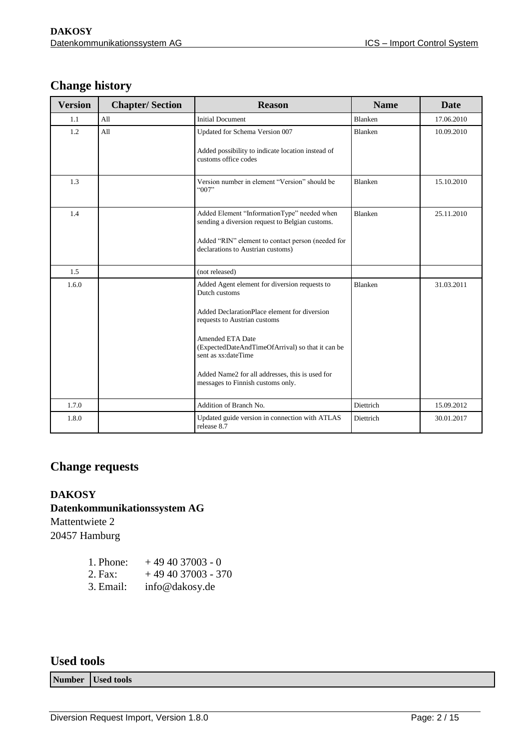## Change history

| Version | Chapter/ Section | Reason | Name | Date |
|---|---|---|---|---|
| 1.1 | All | Initial Document | Blanken | 17.06.2010 |
| 1.2 | All | Updated for Schema Version 007<br><br>Added possibility to indicate location instead of customs office codes | Blanken | 10.09.2010 |
| 1.3 | | Version number in element "Version" should be "007" | Blanken | 15.10.2010 |
| 1.4 | | Added Element "InformationType" needed when sending a diversion request to Belgian customs.<br><br>Added "RIN" element to contact person (needed for declarations to Austrian customs) | Blanken | 25.11.2010 |
| 1.5 | | (not released) | | |
| 1.6.0 | | Added Agent element for diversion requests to Dutch customs<br><br>Added DeclarationPlace element for diversion requests to Austrian customs<br><br>Amended ETA Date (ExpectedDateAndTimeOfArrival) so that it can be sent as xs:dateTime<br><br>Added Name2 for all addresses, this is used for messages to Finnish customs only. | Blanken | 31.03.2011 |
| 1.7.0 | | Addition of Branch No. | Diettrich | 15.09.2012 |
| 1.8.0 | | Updated guide version in connection with ATLAS release 8.7 | Diettrich | 30.01.2017 |

## Change requests

**DAKOSY**
**Datenkommunikationssystem AG**
Mattentwiete 2
20457 Hamburg

1. Phone: + 49 40 37003 - 0
2. Fax: + 49 40 37003 - 370
3. Email: info@dakosy.de

## Used tools

| Number | Used tools |
|---|---|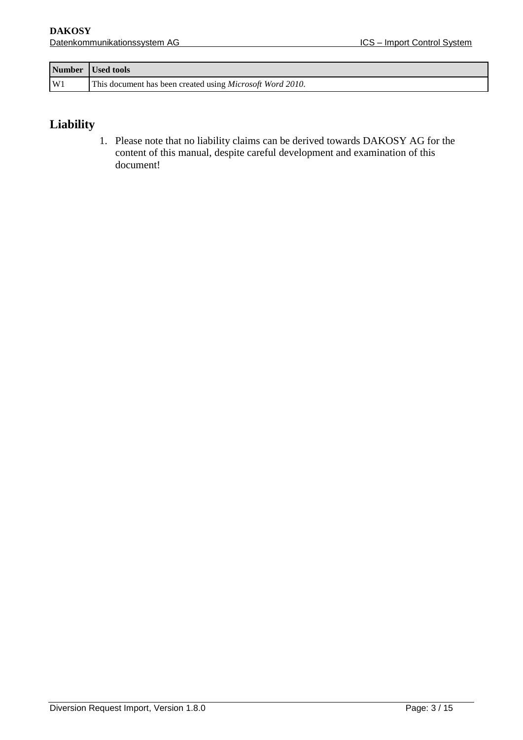| Number | Used tools |
|---|---|
| W1 | This document has been created using *Microsoft Word 2010*. |

# Liability

1. Please note that no liability claims can be derived towards DAKOSY AG for the content of this manual, despite careful development and examination of this document!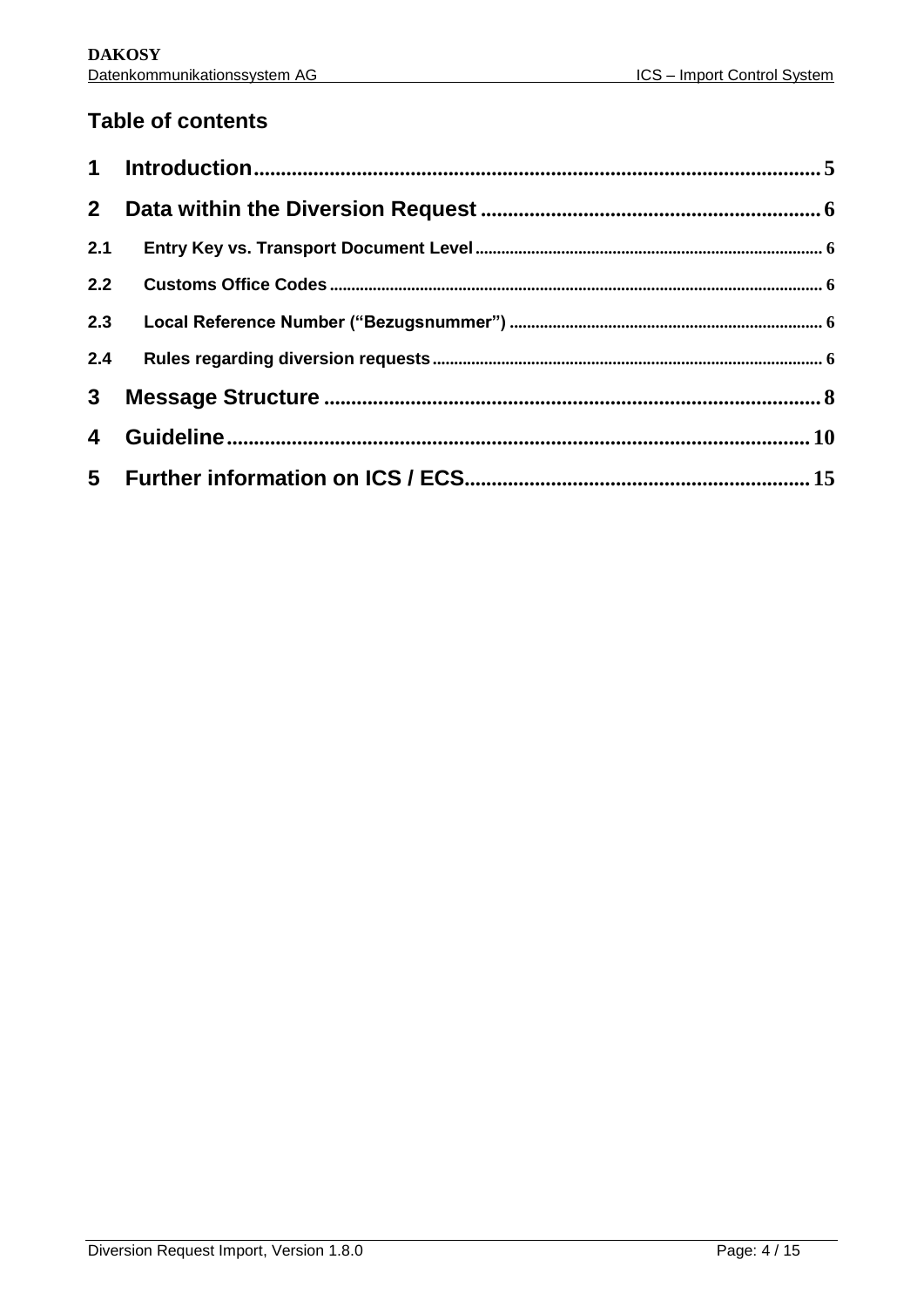## Table of contents

1 Introduction .......... 5

2 Data within the Diversion Request .......... 6

2.1 Entry Key vs. Transport Document Level .......... 6

2.2 Customs Office Codes .......... 6

2.3 Local Reference Number ("Bezugsnummer") .......... 6

2.4 Rules regarding diversion requests .......... 6

3 Message Structure .......... 8

4 Guideline .......... 10

5 Further information on ICS / ECS .......... 15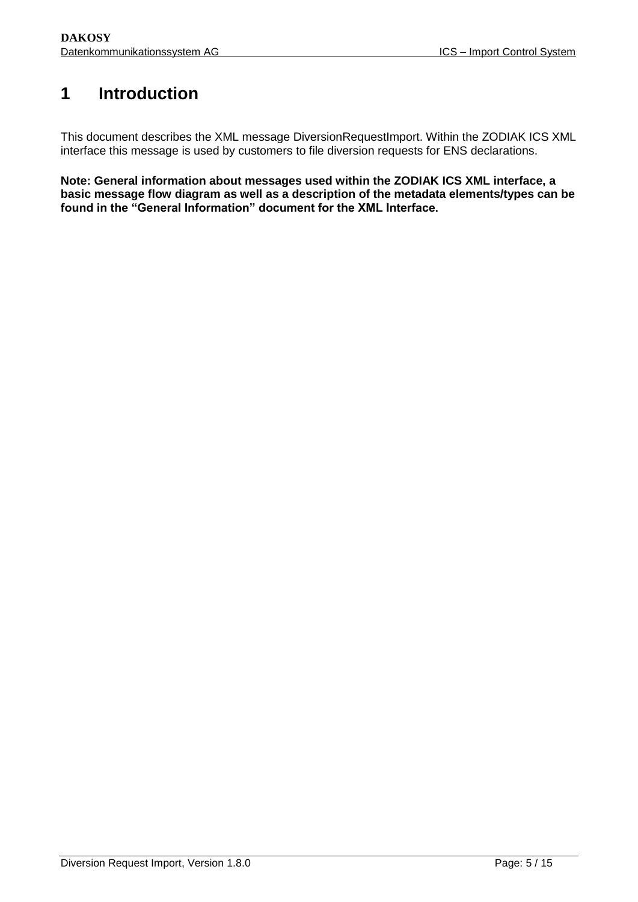# 1 Introduction

This document describes the XML message DiversionRequestImport. Within the ZODIAK ICS XML interface this message is used by customers to file diversion requests for ENS declarations.

**Note: General information about messages used within the ZODIAK ICS XML interface, a basic message flow diagram as well as a description of the metadata elements/types can be found in the "General Information" document for the XML Interface.**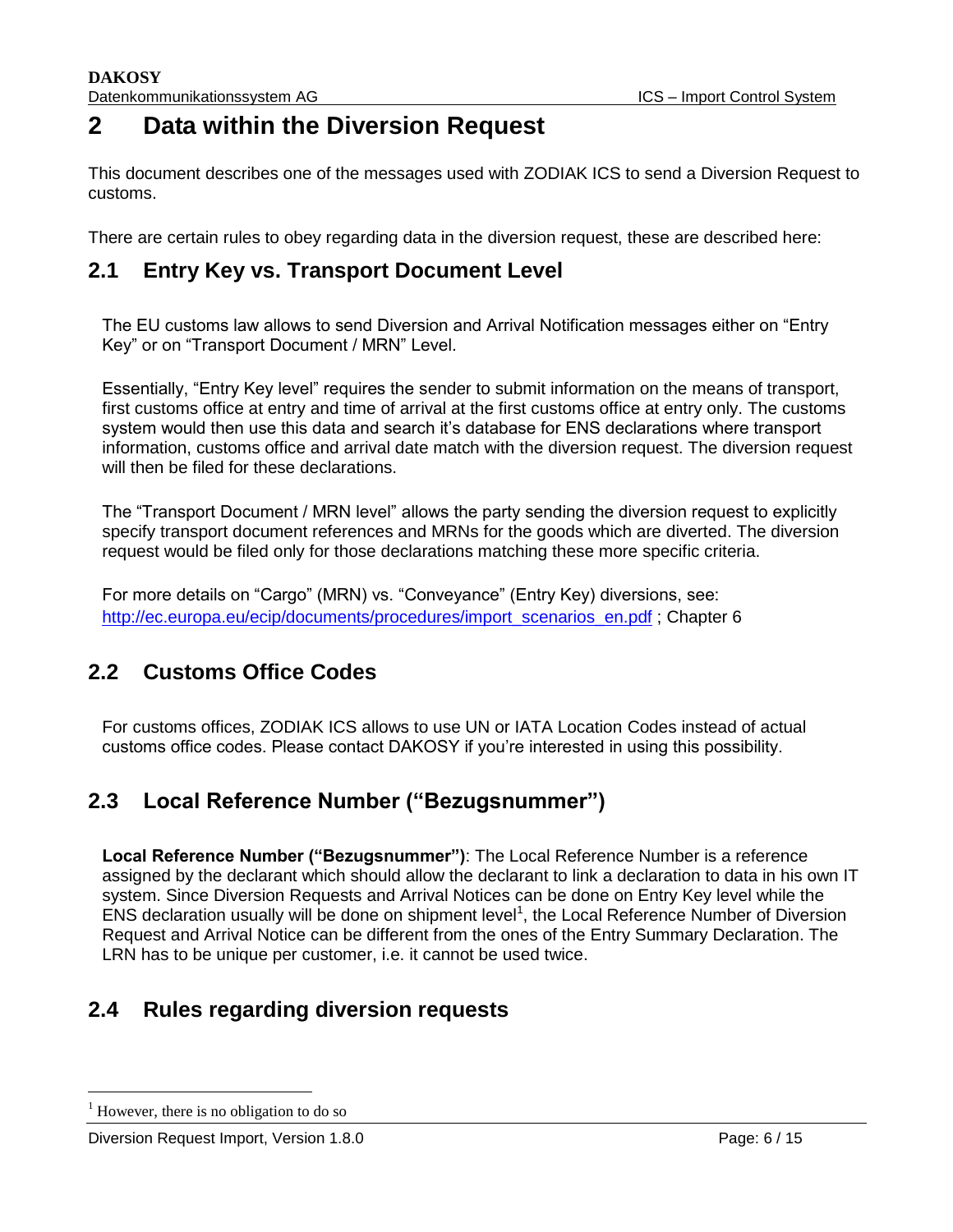## 2 Data within the Diversion Request

This document describes one of the messages used with ZODIAK ICS to send a Diversion Request to customs.

There are certain rules to obey regarding data in the diversion request, these are described here:

### 2.1 Entry Key vs. Transport Document Level

The EU customs law allows to send Diversion and Arrival Notification messages either on "Entry Key" or on "Transport Document / MRN" Level.

Essentially, "Entry Key level" requires the sender to submit information on the means of transport, first customs office at entry and time of arrival at the first customs office at entry only. The customs system would then use this data and search it's database for ENS declarations where transport information, customs office and arrival date match with the diversion request. The diversion request will then be filed for these declarations.

The "Transport Document / MRN level" allows the party sending the diversion request to explicitly specify transport document references and MRNs for the goods which are diverted. The diversion request would be filed only for those declarations matching these more specific criteria.

For more details on "Cargo" (MRN) vs. "Conveyance" (Entry Key) diversions, see: [http://ec.europa.eu/ecip/documents/procedures/import_scenarios_en.pdf](http://ec.europa.eu/ecip/documents/procedures/import_scenarios_en.pdf) ; Chapter 6

### 2.2 Customs Office Codes

For customs offices, ZODIAK ICS allows to use UN or IATA Location Codes instead of actual customs office codes. Please contact DAKOSY if you're interested in using this possibility.

### 2.3 Local Reference Number ("Bezugsnummer")

**Local Reference Number ("Bezugsnummer")**: The Local Reference Number is a reference assigned by the declarant which should allow the declarant to link a declaration to data in his own IT system. Since Diversion Requests and Arrival Notices can be done on Entry Key level while the ENS declaration usually will be done on shipment level[1], the Local Reference Number of Diversion Request and Arrival Notice can be different from the ones of the Entry Summary Declaration. The LRN has to be unique per customer, i.e. it cannot be used twice.

### 2.4 Rules regarding diversion requests

---

[1] However, there is no obligation to do so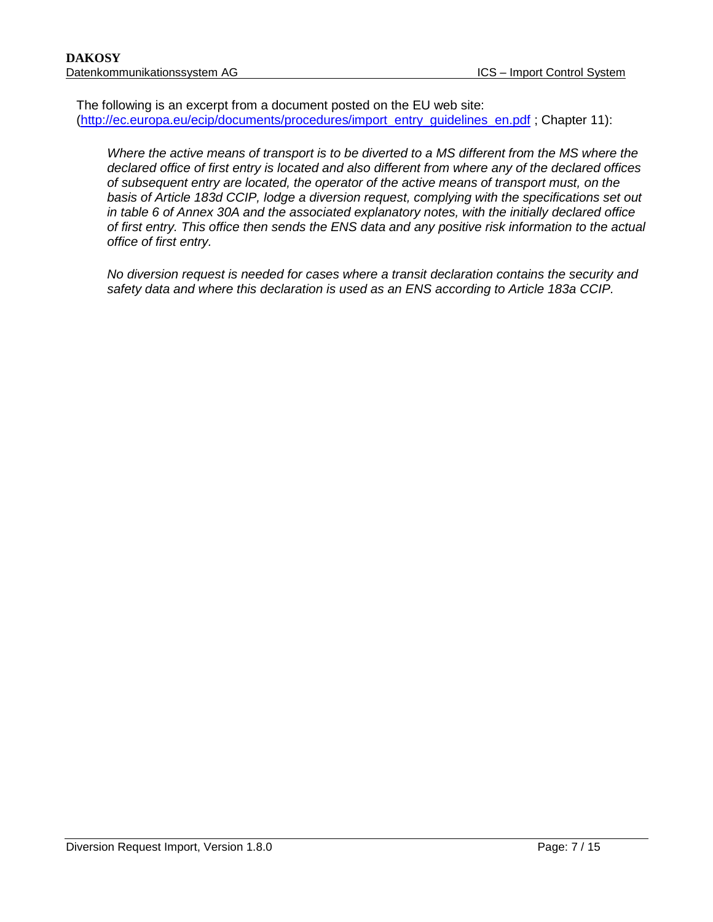The following is an excerpt from a document posted on the EU web site: ([http://ec.europa.eu/ecip/documents/procedures/import_entry_guidelines_en.pdf](http://ec.europa.eu/ecip/documents/procedures/import_entry_guidelines_en.pdf) ; Chapter 11):

> *Where the active means of transport is to be diverted to a MS different from the MS where the declared office of first entry is located and also different from where any of the declared offices of subsequent entry are located, the operator of the active means of transport must, on the basis of Article 183d CCIP, lodge a diversion request, complying with the specifications set out in table 6 of Annex 30A and the associated explanatory notes, with the initially declared office of first entry. This office then sends the ENS data and any positive risk information to the actual office of first entry.*
>
> *No diversion request is needed for cases where a transit declaration contains the security and safety data and where this declaration is used as an ENS according to Article 183a CCIP.*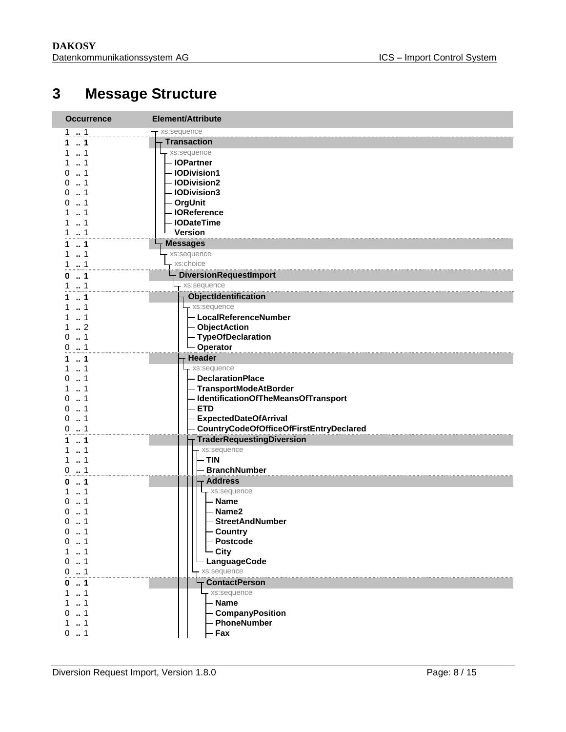# 3 Message Structure

| Occurrence | Element/Attribute |
|---|---|
| 1 .. 1 | xs:sequence |
| **1 .. 1** | **Transaction** |
| 1 .. 1 | xs:sequence |
| 1 .. 1 | **IOPartner** |
| 0 .. 1 | **IODivision1** |
| 0 .. 1 | **IODivision2** |
| 0 .. 1 | **IODivision3** |
| 0 .. 1 | **OrgUnit** |
| 1 .. 1 | **IOReference** |
| 1 .. 1 | **IODateTime** |
| 1 .. 1 | **Version** |
| **1 .. 1** | **Messages** |
| 1 .. 1 | xs:sequence |
| 1 .. 1 | xs:choice |
| **0 .. 1** | **DiversionRequestImport** |
| 1 .. 1 | xs:sequence |
| **1 .. 1** | **ObjectIdentification** |
| 1 .. 1 | xs:sequence |
| 1 .. 1 | **LocalReferenceNumber** |
| 1 .. 2 | **ObjectAction** |
| 0 .. 1 | **TypeOfDeclaration** |
| 0 .. 1 | **Operator** |
| **1 .. 1** | **Header** |
| 1 .. 1 | xs:sequence |
| 0 .. 1 | **DeclarationPlace** |
| 1 .. 1 | **TransportModeAtBorder** |
| 0 .. 1 | **IdentificationOfTheMeansOfTransport** |
| 0 .. 1 | **ETD** |
| 0 .. 1 | **ExpectedDateOfArrival** |
| 0 .. 1 | **CountryCodeOfOfficeOfFirstEntryDeclared** |
| **1 .. 1** | **TraderRequestingDiversion** |
| 1 .. 1 | xs:sequence |
| 1 .. 1 | **TIN** |
| 0 .. 1 | **BranchNumber** |
| **0 .. 1** | **Address** |
| 1 .. 1 | xs:sequence |
| 0 .. 1 | **Name** |
| 0 .. 1 | **Name2** |
| 0 .. 1 | **StreetAndNumber** |
| 0 .. 1 | **Country** |
| 0 .. 1 | **Postcode** |
| 1 .. 1 | **City** |
| 0 .. 1 | **LanguageCode** |
| 0 .. 1 | xs:sequence |
| **0 .. 1** | **ContactPerson** |
| 1 .. 1 | xs:sequence |
| 1 .. 1 | **Name** |
| 0 .. 1 | **CompanyPosition** |
| 1 .. 1 | **PhoneNumber** |
| 0 .. 1 | **Fax** |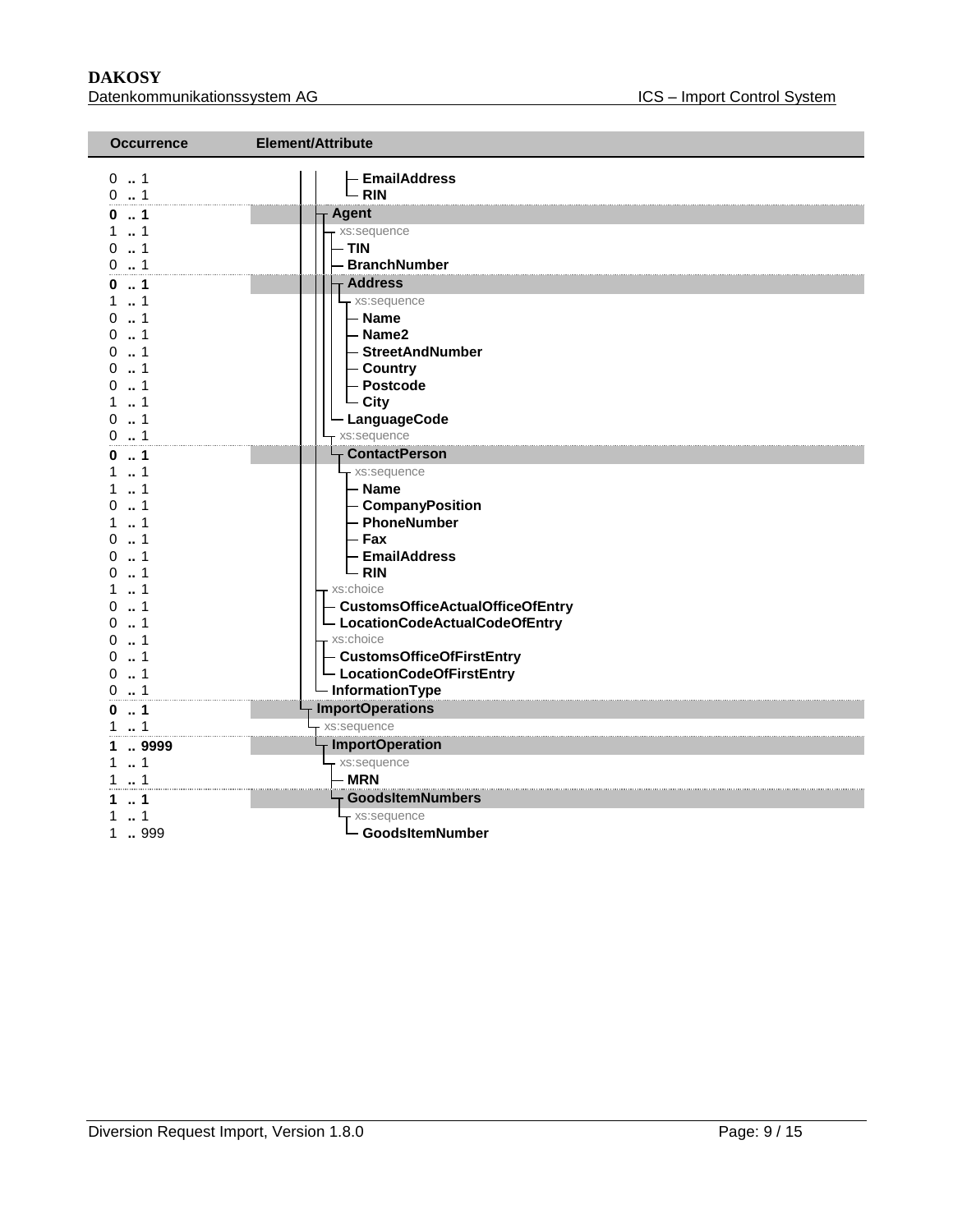| Occurrence | Element/Attribute |
|---|---|
| 0 .. 1 | EmailAddress |
| 0 .. 1 | RIN |
| **0 .. 1** | **Agent** |
| 1 .. 1 | xs:sequence |
| 0 .. 1 | TIN |
| 0 .. 1 | BranchNumber |
| **0 .. 1** | **Address** |
| 1 .. 1 | xs:sequence |
| 0 .. 1 | Name |
| 0 .. 1 | Name2 |
| 0 .. 1 | StreetAndNumber |
| 0 .. 1 | Country |
| 0 .. 1 | Postcode |
| 1 .. 1 | City |
| 0 .. 1 | LanguageCode |
| 0 .. 1 | xs:sequence |
| **0 .. 1** | **ContactPerson** |
| 1 .. 1 | xs:sequence |
| 1 .. 1 | Name |
| 0 .. 1 | CompanyPosition |
| 1 .. 1 | PhoneNumber |
| 0 .. 1 | Fax |
| 0 .. 1 | EmailAddress |
| 0 .. 1 | RIN |
| 1 .. 1 | xs:choice |
| 0 .. 1 | CustomsOfficeActualOfficeOfEntry |
| 0 .. 1 | LocationCodeActualCodeOfEntry |
| 0 .. 1 | xs:choice |
| 0 .. 1 | CustomsOfficeOfFirstEntry |
| 0 .. 1 | LocationCodeOfFirstEntry |
| 0 .. 1 | InformationType |
| **0 .. 1** | **ImportOperations** |
| 1 .. 1 | xs:sequence |
| **1 .. 9999** | **ImportOperation** |
| 1 .. 1 | xs:sequence |
| 1 .. 1 | MRN |
| **1 .. 1** | **GoodsItemNumbers** |
| 1 .. 1 | xs:sequence |
| 1 .. 999 | GoodsItemNumber |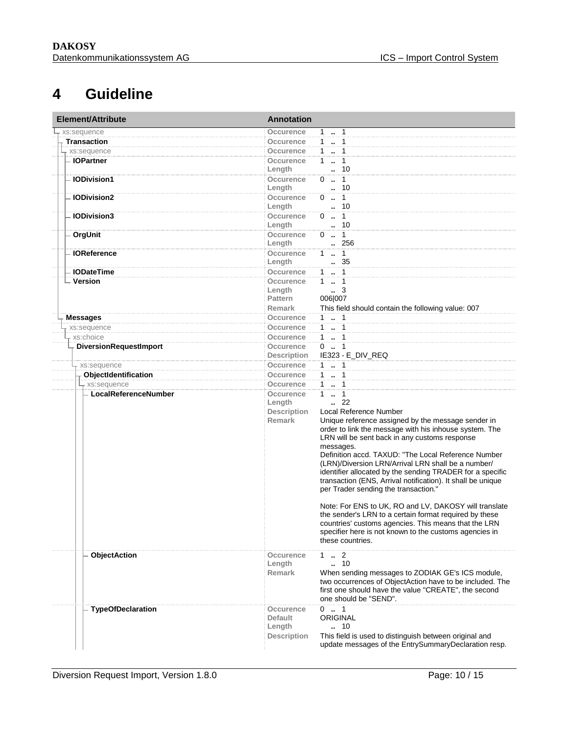# 4 Guideline

| Element/Attribute | Annotation | |
|---|---|---|
| xs:sequence | Occurence | 1 .. 1 |
| Transaction | Occurence | 1 .. 1 |
| xs:sequence | Occurence | 1 .. 1 |
| IOPartner | Occurence | 1 .. 1 |
| | Length | .. 10 |
| IODivision1 | Occurence | 0 .. 1 |
| | Length | .. 10 |
| IODivision2 | Occurence | 0 .. 1 |
| | Length | .. 10 |
| IODivision3 | Occurence | 0 .. 1 |
| | Length | .. 10 |
| OrgUnit | Occurence | 0 .. 1 |
| | Length | .. 256 |
| IOReference | Occurence | 1 .. 1 |
| | Length | .. 35 |
| IODateTime | Occurence | 1 .. 1 |
| Version | Occurence | 1 .. 1 |
| | Length | .. 3 |
| | Pattern | 006\|007 |
| | Remark | This field should contain the following value: 007 |
| Messages | Occurence | 1 .. 1 |
| xs:sequence | Occurence | 1 .. 1 |
| xs:choice | Occurence | 1 .. 1 |
| DiversionRequestImport | Occurence | 0 .. 1 |
| | Description | IE323 - E_DIV_REQ |
| xs:sequence | Occurence | 1 .. 1 |
| ObjectIdentification | Occurence | 1 .. 1 |
| xs:sequence | Occurence | 1 .. 1 |
| LocalReferenceNumber | Occurence | 1 .. 1 |
| | Length | .. 22 |
| | Description | Local Reference Number |
| | Remark | Unique reference assigned by the message sender in order to link the message with his inhouse system. The LRN will be sent back in any customs response messages.<br>Definition accd. TAXUD: "The Local Reference Number (LRN)/Diversion LRN/Arrival LRN shall be a number/ identifier allocated by the sending TRADER for a specific transaction (ENS, Arrival notification). It shall be unique per Trader sending the transaction."<br><br>Note: For ENS to UK, RO and LV, DAKOSY will translate the sender's LRN to a certain format required by these countries' customs agencies. This means that the LRN specifier here is not known to the customs agencies in these countries. |
| ObjectAction | Occurence | 1 .. 2 |
| | Length | .. 10 |
| | Remark | When sending messages to ZODIAK GE's ICS module, two occurrences of ObjectAction have to be included. The first one should have the value "CREATE", the second one should be "SEND". |
| TypeOfDeclaration | Occurence | 0 .. 1 |
| | Default | ORIGINAL |
| | Length | .. 10 |
| | Description | This field is used to distinguish between original and update messages of the EntrySummaryDeclaration resp. |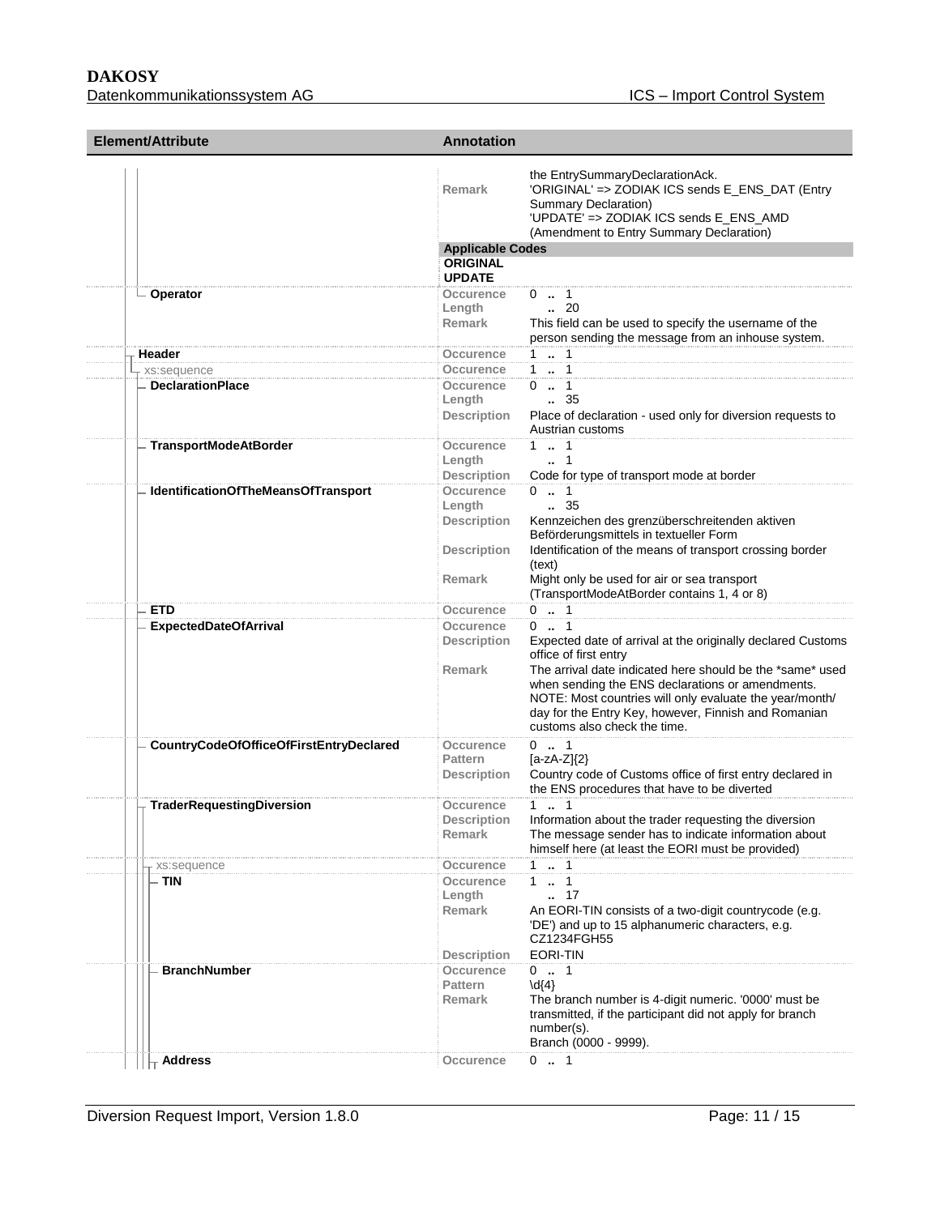| Element/Attribute | Annotation | |
|---|---|---|
| | Remark | the EntrySummaryDeclarationAck. 'ORIGINAL' => ZODIAK ICS sends E_ENS_DAT (Entry Summary Declaration) 'UPDATE' => ZODIAK ICS sends E_ENS_AMD (Amendment to Entry Summary Declaration) |
| | **Applicable Codes** | |
| | **ORIGINAL** | |
| | **UPDATE** | |
| **Operator** | Occurence | 0 .. 1 |
| | Length | .. 20 |
| | Remark | This field can be used to specify the username of the person sending the message from an inhouse system. |
| **Header** | Occurence | 1 .. 1 |
| xs:sequence | Occurence | 1 .. 1 |
| **DeclarationPlace** | Occurence | 0 .. 1 |
| | Length | .. 35 |
| | Description | Place of declaration - used only for diversion requests to Austrian customs |
| **TransportModeAtBorder** | Occurence | 1 .. 1 |
| | Length | .. 1 |
| | Description | Code for type of transport mode at border |
| **IdentificationOfTheMeansOfTransport** | Occurence | 0 .. 1 |
| | Length | .. 35 |
| | Description | Kennzeichen des grenzüberschreitenden aktiven Beförderungsmittels in textueller Form |
| | Description | Identification of the means of transport crossing border (text) |
| | Remark | Might only be used for air or sea transport (TransportModeAtBorder contains 1, 4 or 8) |
| **ETD** | Occurence | 0 .. 1 |
| **ExpectedDateOfArrival** | Occurence | 0 .. 1 |
| | Description | Expected date of arrival at the originally declared Customs office of first entry |
| | Remark | The arrival date indicated here should be the *same* used when sending the ENS declarations or amendments. NOTE: Most countries will only evaluate the year/month/ day for the Entry Key, however, Finnish and Romanian customs also check the time. |
| **CountryCodeOfOfficeOfFirstEntryDeclared** | Occurence | 0 .. 1 |
| | Pattern | [a-zA-Z]{2} |
| | Description | Country code of Customs office of first entry declared in the ENS procedures that have to be diverted |
| **TraderRequestingDiversion** | Occurence | 1 .. 1 |
| | Description | Information about the trader requesting the diversion |
| | Remark | The message sender has to indicate information about himself here (at least the EORI must be provided) |
| xs:sequence | Occurence | 1 .. 1 |
| **TIN** | Occurence | 1 .. 1 |
| | Length | .. 17 |
| | Remark | An EORI-TIN consists of a two-digit countrycode (e.g. 'DE') and up to 15 alphanumeric characters, e.g. CZ1234FGH55 |
| | Description | EORI-TIN |
| **BranchNumber** | Occurence | 0 .. 1 |
| | Pattern | \d{4} |
| | Remark | The branch number is 4-digit numeric. '0000' must be transmitted, if the participant did not apply for branch number(s). Branch (0000 - 9999). |
| **Address** | Occurence | 0 .. 1 |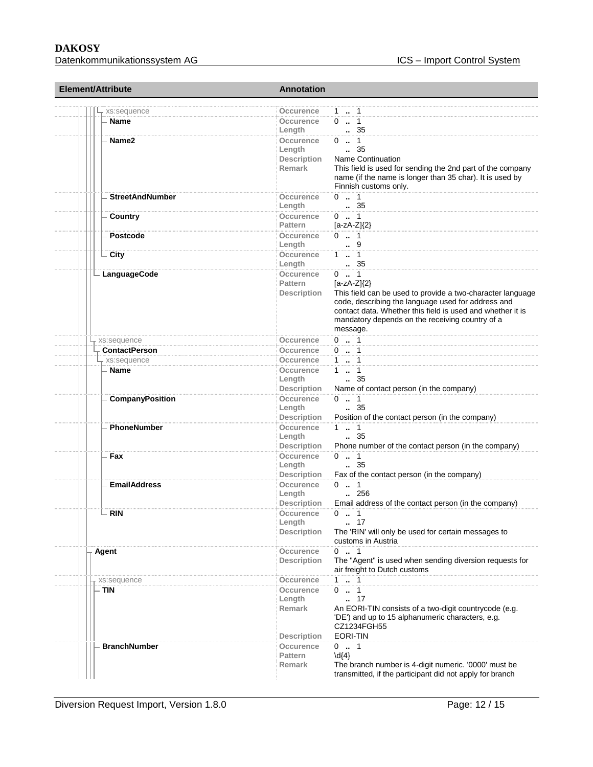| Element/Attribute | Annotation | |
|---|---|---|
| xs:sequence | Occurence | 1 .. 1 |
| Name | Occurence | 0 .. 1 |
| | Length | .. 35 |
| Name2 | Occurence | 0 .. 1 |
| | Length | .. 35 |
| | Description | Name Continuation |
| | Remark | This field is used for sending the 2nd part of the company name (if the name is longer than 35 char). It is used by Finnish customs only. |
| StreetAndNumber | Occurence | 0 .. 1 |
| | Length | .. 35 |
| Country | Occurence | 0 .. 1 |
| | Pattern | [a-zA-Z]{2} |
| Postcode | Occurence | 0 .. 1 |
| | Length | .. 9 |
| City | Occurence | 1 .. 1 |
| | Length | .. 35 |
| LanguageCode | Occurence | 0 .. 1 |
| | Pattern | [a-zA-Z]{2} |
| | Description | This field can be used to provide a two-character language code, describing the language used for address and contact data. Whether this field is used and whether it is mandatory depends on the receiving country of a message. |
| xs:sequence | Occurence | 0 .. 1 |
| ContactPerson | Occurence | 0 .. 1 |
| xs:sequence | Occurence | 1 .. 1 |
| Name | Occurence | 1 .. 1 |
| | Length | .. 35 |
| | Description | Name of contact person (in the company) |
| CompanyPosition | Occurence | 0 .. 1 |
| | Length | .. 35 |
| | Description | Position of the contact person (in the company) |
| PhoneNumber | Occurence | 1 .. 1 |
| | Length | .. 35 |
| | Description | Phone number of the contact person (in the company) |
| Fax | Occurence | 0 .. 1 |
| | Length | .. 35 |
| | Description | Fax of the contact person (in the company) |
| EmailAddress | Occurence | 0 .. 1 |
| | Length | .. 256 |
| | Description | Email address of the contact person (in the company) |
| RIN | Occurence | 0 .. 1 |
| | Length | .. 17 |
| | Description | The 'RIN' will only be used for certain messages to customs in Austria |
| Agent | Occurence | 0 .. 1 |
| | Description | The "Agent" is used when sending diversion requests for air freight to Dutch customs |
| xs:sequence | Occurence | 1 .. 1 |
| TIN | Occurence | 0 .. 1 |
| | Length | .. 17 |
| | Remark | An EORI-TIN consists of a two-digit countrycode (e.g. 'DE') and up to 15 alphanumeric characters, e.g. CZ1234FGH55 |
| | Description | EORI-TIN |
| BranchNumber | Occurence | 0 .. 1 |
| | Pattern | \d{4} |
| | Remark | The branch number is 4-digit numeric. '0000' must be transmitted, if the participant did not apply for branch |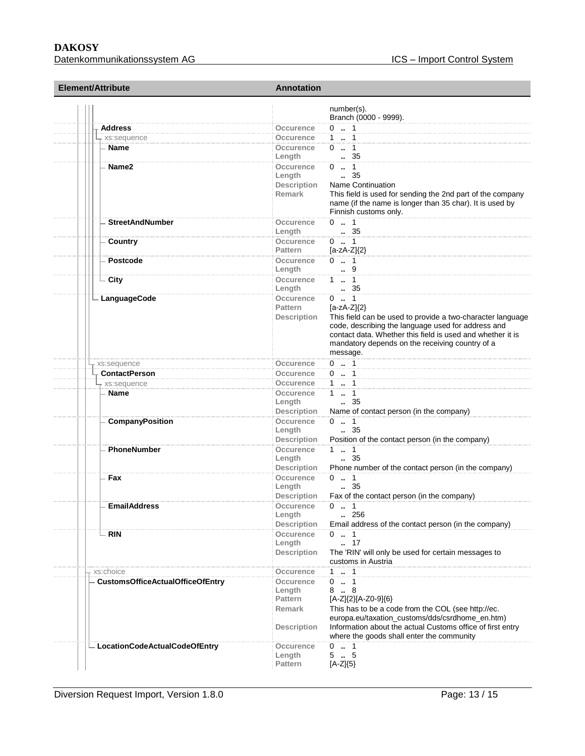| Element/Attribute | Annotation | |
|---|---|---|
| | | number(s).<br>Branch (0000 - 9999). |
| Address | Occurence | 0 .. 1 |
| xs:sequence | Occurence | 1 .. 1 |
| Name | Occurence<br>Length | 0 .. 1<br>.. 35 |
| Name2 | Occurence<br>Length<br>Description<br>Remark | 0 .. 1<br>.. 35<br>Name Continuation<br>This field is used for sending the 2nd part of the company name (if the name is longer than 35 char). It is used by Finnish customs only. |
| StreetAndNumber | Occurence<br>Length | 0 .. 1<br>.. 35 |
| Country | Occurence<br>Pattern | 0 .. 1<br>[a-zA-Z]{2} |
| Postcode | Occurence<br>Length | 0 .. 1<br>.. 9 |
| City | Occurence<br>Length | 1 .. 1<br>.. 35 |
| LanguageCode | Occurence<br>Pattern<br>Description | 0 .. 1<br>[a-zA-Z]{2}<br>This field can be used to provide a two-character language code, describing the language used for address and contact data. Whether this field is used and whether it is mandatory depends on the receiving country of a message. |
| xs:sequence | Occurence | 0 .. 1 |
| ContactPerson | Occurence | 0 .. 1 |
| xs:sequence | Occurence | 1 .. 1 |
| Name | Occurence<br>Length<br>Description | 1 .. 1<br>.. 35<br>Name of contact person (in the company) |
| CompanyPosition | Occurence<br>Length<br>Description | 0 .. 1<br>.. 35<br>Position of the contact person (in the company) |
| PhoneNumber | Occurence<br>Length<br>Description | 1 .. 1<br>.. 35<br>Phone number of the contact person (in the company) |
| Fax | Occurence<br>Length<br>Description | 0 .. 1<br>.. 35<br>Fax of the contact person (in the company) |
| EmailAddress | Occurence<br>Length<br>Description | 0 .. 1<br>.. 256<br>Email address of the contact person (in the company) |
| RIN | Occurence<br>Length<br>Description | 0 .. 1<br>.. 17<br>The 'RIN' will only be used for certain messages to customs in Austria |
| xs:choice | Occurence | 1 .. 1 |
| CustomsOfficeActualOfficeOfEntry | Occurence<br>Length<br>Pattern<br>Remark<br>Description | 0 .. 1<br>8 .. 8<br>[A-Z]{2}[A-Z0-9]{6}<br>This has to be a code from the COL (see http://ec.europa.eu/taxation_customs/dds/csrdhome_en.htm)<br>Information about the actual Customs office of first entry where the goods shall enter the community |
| LocationCodeActualCodeOfEntry | Occurence<br>Length<br>Pattern | 0 .. 1<br>5 .. 5<br>[A-Z]{5} |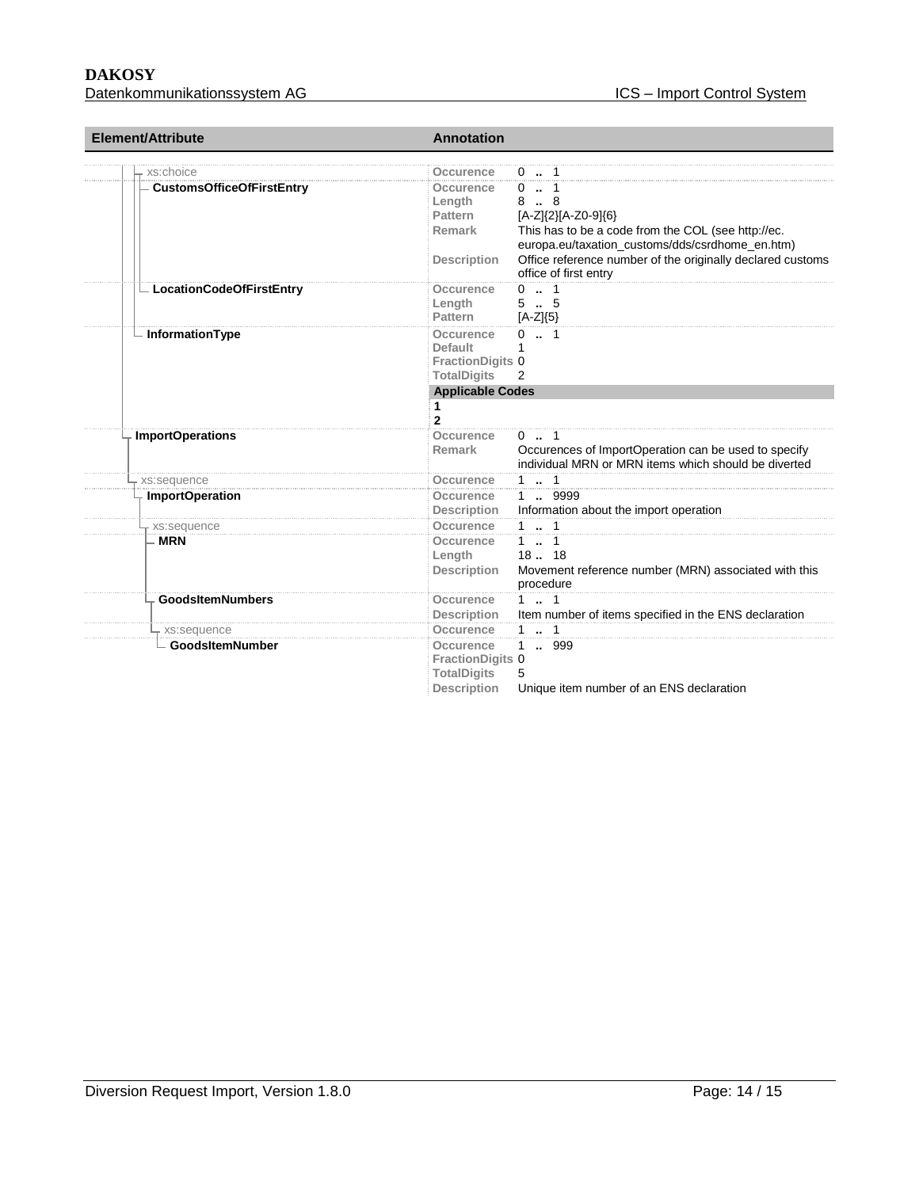| Element/Attribute | Annotation | |
|---|---|---|
| xs:choice | Occurence | 0 .. 1 |
| CustomsOfficeOfFirstEntry | Occurence | 0 .. 1 |
| | Length | 8 .. 8 |
| | Pattern | [A-Z]{2}[A-Z0-9]{6} |
| | Remark | This has to be a code from the COL (see http://ec.europa.eu/taxation_customs/dds/csrdhome_en.htm) |
| | Description | Office reference number of the originally declared customs office of first entry |
| LocationCodeOfFirstEntry | Occurence | 0 .. 1 |
| | Length | 5 .. 5 |
| | Pattern | [A-Z]{5} |
| InformationType | Occurence | 0 .. 1 |
| | Default | 1 |
| | FractionDigits | 0 |
| | TotalDigits | 2 |
| | **Applicable Codes** | |
| | **1** | |
| | **2** | |
| ImportOperations | Occurence | 0 .. 1 |
| | Remark | Occurences of ImportOperation can be used to specify individual MRN or MRN items which should be diverted |
| xs:sequence | Occurence | 1 .. 1 |
| ImportOperation | Occurence | 1 .. 9999 |
| | Description | Information about the import operation |
| xs:sequence | Occurence | 1 .. 1 |
| MRN | Occurence | 1 .. 1 |
| | Length | 18 .. 18 |
| | Description | Movement reference number (MRN) associated with this procedure |
| GoodsItemNumbers | Occurence | 1 .. 1 |
| | Description | Item number of items specified in the ENS declaration |
| xs:sequence | Occurence | 1 .. 1 |
| GoodsItemNumber | Occurence | 1 .. 999 |
| | FractionDigits | 0 |
| | TotalDigits | 5 |
| | Description | Unique item number of an ENS declaration |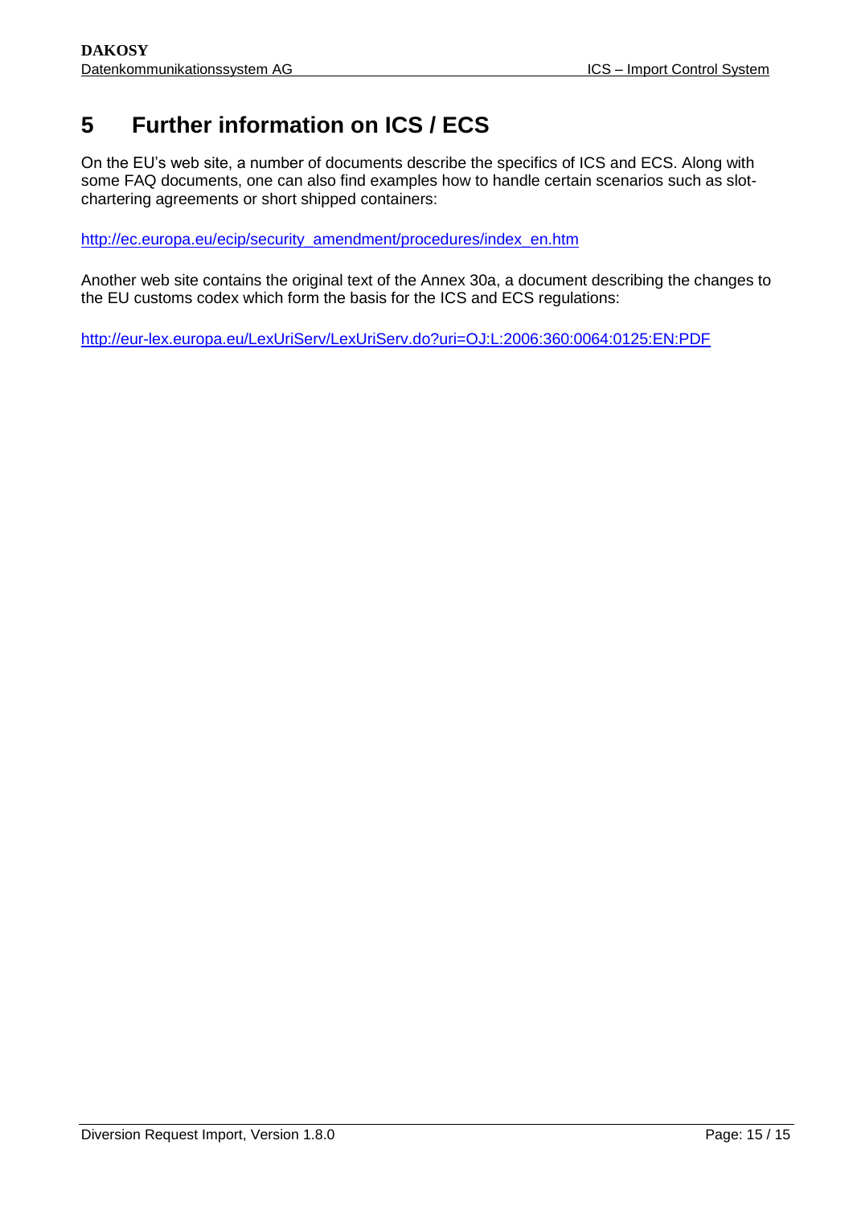# 5 Further information on ICS / ECS

On the EU's web site, a number of documents describe the specifics of ICS and ECS. Along with some FAQ documents, one can also find examples how to handle certain scenarios such as slot-chartering agreements or short shipped containers:

http://ec.europa.eu/ecip/security_amendment/procedures/index_en.htm

Another web site contains the original text of the Annex 30a, a document describing the changes to the EU customs codex which form the basis for the ICS and ECS regulations:

http://eur-lex.europa.eu/LexUriServ/LexUriServ.do?uri=OJ:L:2006:360:0064:0125:EN:PDF